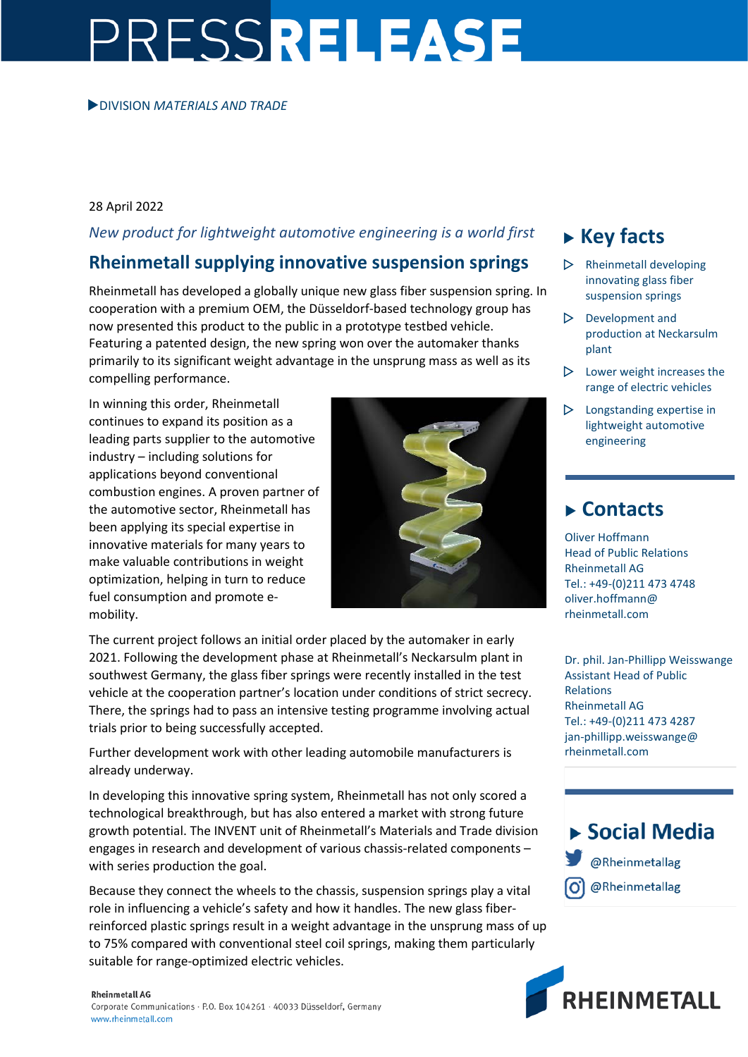# PRESSRELEASE

▶DIVISION *MATERIALS AND TRADE*

28 April 2022

*New product for lightweight automotive engineering is a world first*

## Rheinmetall supplying innovative suspension springs

Rheinmetall has developed a globally unique new glass fiber suspension spring. In cooperation with a premium OEM, the Düsseldorf-based technology group has now presented this product to the public in a prototype testbed vehicle. Featuring a patented design, the new spring won over the automaker thanks primarily to its significant weight advantage in the unsprung mass as well as its compelling performance.

In winning this order, Rheinmetall continues to expand its position as a leading parts supplier to the automotive industry – including solutions for applications beyond conventional combustion engines. A proven partner of the automotive sector, Rheinmetall has been applying its special expertise in innovative materials for many years to make valuable contributions in weight optimization, helping in turn to reduce fuel consumption and promote e-mobility.

The current project follows an initial order placed by the automaker in early 2021. Following the development phase at Rheinmetall's Neckarsulm plant in southwest Germany, the glass fiber springs were recently installed in the test vehicle at the cooperation partner's location under conditions of strict secrecy. There, the springs had to pass an intensive testing programme involving actual trials prior to being successfully accepted.

Further development work with other leading automobile manufacturers is already underway.

In developing this innovative spring system, Rheinmetall has not only scored a technological breakthrough, but has also entered a market with strong future growth potential. The INVENT unit of Rheinmetall's Materials and Trade division engages in research and development of various chassis-related components – with series production the goal.

Because they connect the wheels to the chassis, suspension springs play a vital role in influencing a vehicle's safety and how it handles. The new glass fiber-reinforced plastic springs result in a weight advantage in the unsprung mass of up to 75% compared with conventional steel coil springs, making them particularly suitable for range-optimized electric vehicles.

## Key facts

- Rheinmetall developing innovative glass fiber suspension springs
- Development and production at Neckarsulm plant
- Lower weight increases the range of electric vehicles
- Longstanding expertise in lightweight automotive engineering

## Contacts

Oliver Hoffmann
Head of Public Relations
Rheinmetall AG
Tel.: +49-(0)211 473 4748
oliver.hoffmann@rheinmetall.com

Dr. phil. Jan-Phillipp Weisswange
Assistant Head of Public Relations
Rheinmetall AG
Tel.: +49-(0)211 473 4287
jan-phillipp.weisswange@rheinmetall.com

## Social Media

@Rheinmetallag
@Rheinmetallag

**Rheinmetall AG**
Corporate Communications · P.O. Box 104261 · 40033 Düsseldorf, Germany
www.rheinmetall.com

RHEINMETALL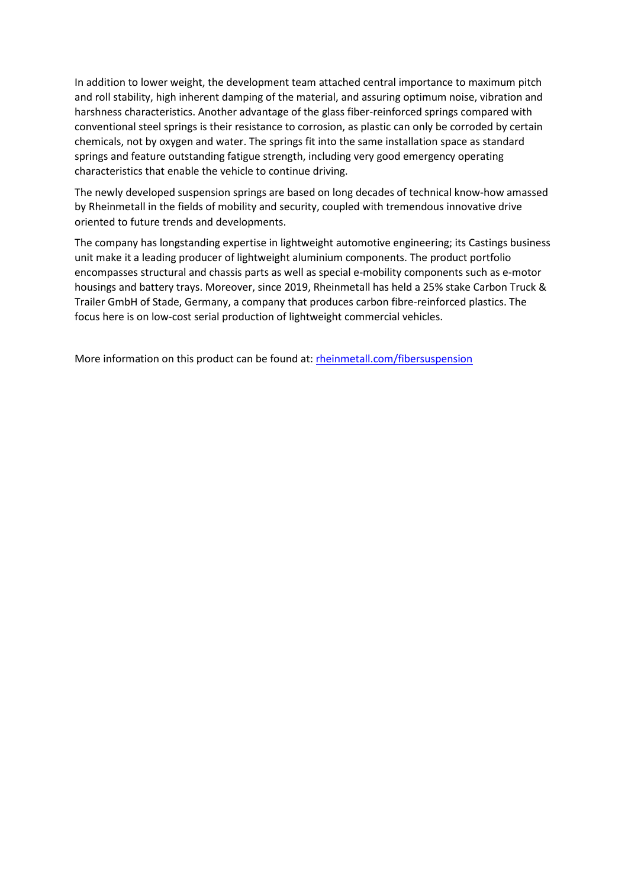In addition to lower weight, the development team attached central importance to maximum pitch and roll stability, high inherent damping of the material, and assuring optimum noise, vibration and harshness characteristics. Another advantage of the glass fiber-reinforced springs compared with conventional steel springs is their resistance to corrosion, as plastic can only be corroded by certain chemicals, not by oxygen and water. The springs fit into the same installation space as standard springs and feature outstanding fatigue strength, including very good emergency operating characteristics that enable the vehicle to continue driving.

The newly developed suspension springs are based on long decades of technical know-how amassed by Rheinmetall in the fields of mobility and security, coupled with tremendous innovative drive oriented to future trends and developments.

The company has longstanding expertise in lightweight automotive engineering; its Castings business unit make it a leading producer of lightweight aluminium components. The product portfolio encompasses structural and chassis parts as well as special e-mobility components such as e-motor housings and battery trays. Moreover, since 2019, Rheinmetall has held a 25% stake Carbon Truck & Trailer GmbH of Stade, Germany, a company that produces carbon fibre-reinforced plastics. The focus here is on low-cost serial production of lightweight commercial vehicles.

More information on this product can be found at: [rheinmetall.com/fibersuspension](rheinmetall.com/fibersuspension)